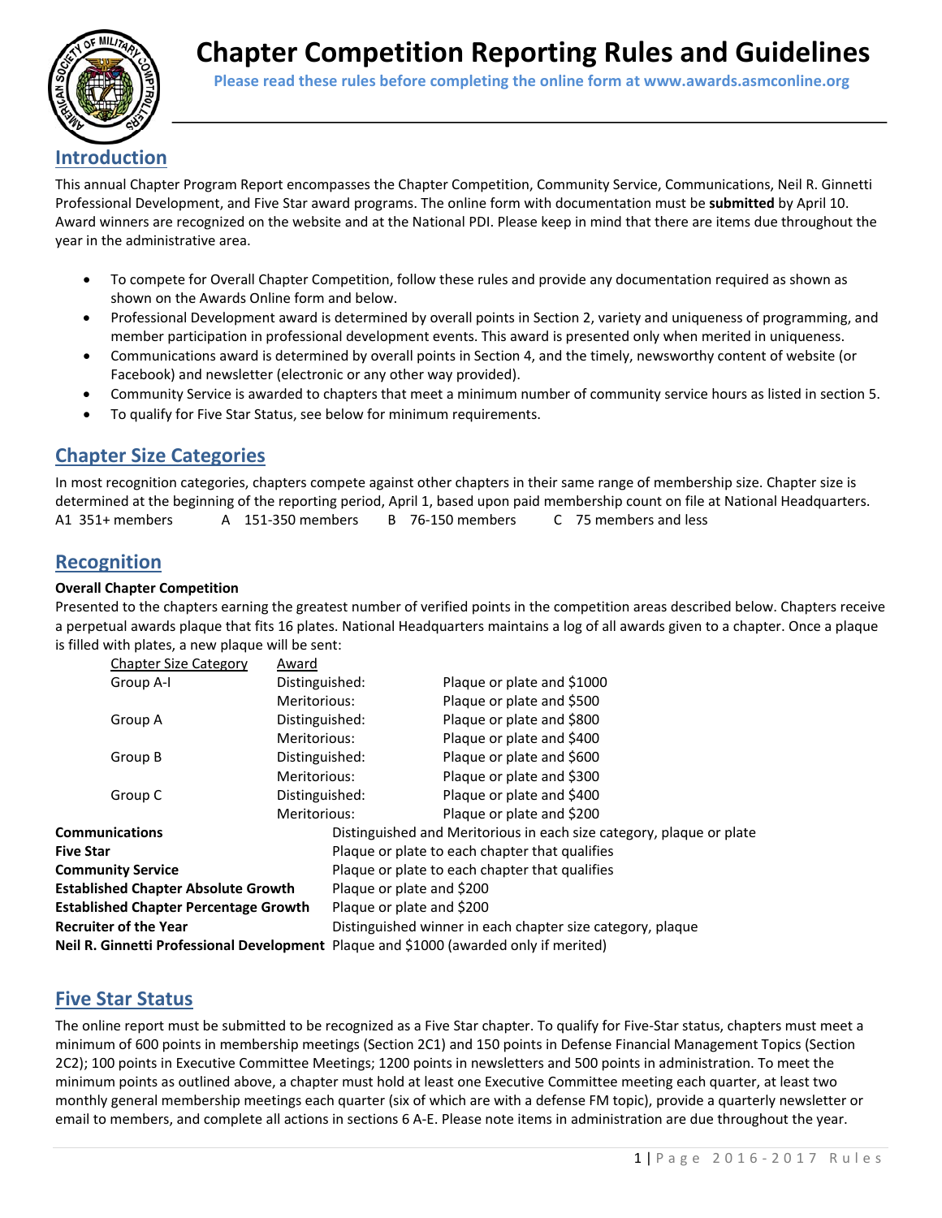# Chapter Competition Reporting Rules and Guidelines

**Please read these rules before completing the online form at www.awards.asmconline.org**

## Introduction

This annual Chapter Program Report encompasses the Chapter Competition, Community Service, Communications, Neil R. Ginnetti Professional Development, and Five Star award programs. The online form with documentation must be **submitted** by April 10. Award winners are recognized on the website and at the National PDI. Please keep in mind that there are items due throughout the year in the administrative area.

- To compete for Overall Chapter Competition, follow these rules and provide any documentation required as shown as shown on the Awards Online form and below.
- Professional Development award is determined by overall points in Section 2, variety and uniqueness of programming, and member participation in professional development events. This award is presented only when merited in uniqueness.
- Communications award is determined by overall points in Section 4, and the timely, newsworthy content of website (or Facebook) and newsletter (electronic or any other way provided).
- Community Service is awarded to chapters that meet a minimum number of community service hours as listed in section 5.
- To qualify for Five Star Status, see below for minimum requirements.

## Chapter Size Categories

In most recognition categories, chapters compete against other chapters in their same range of membership size. Chapter size is determined at the beginning of the reporting period, April 1, based upon paid membership count on file at National Headquarters.

A1 351+ members    A 151-350 members    B 76-150 members    C 75 members and less

## Recognition

**Overall Chapter Competition**

Presented to the chapters earning the greatest number of verified points in the competition areas described below. Chapters receive a perpetual awards plaque that fits 16 plates. National Headquarters maintains a log of all awards given to a chapter. Once a plaque is filled with plates, a new plaque will be sent:

| Chapter Size Category | Award | |
|---|---|---|
| Group A-I | Distinguished: | Plaque or plate and $1000 |
| | Meritorious: | Plaque or plate and $500 |
| Group A | Distinguished: | Plaque or plate and $800 |
| | Meritorious: | Plaque or plate and $400 |
| Group B | Distinguished: | Plaque or plate and $600 |
| | Meritorious: | Plaque or plate and $300 |
| Group C | Distinguished: | Plaque or plate and $400 |
| | Meritorious: | Plaque or plate and $200 |

| | |
|---|---|
| **Communications** | Distinguished and Meritorious in each size category, plaque or plate |
| **Five Star** | Plaque or plate to each chapter that qualifies |
| **Community Service** | Plaque or plate to each chapter that qualifies |
| **Established Chapter Absolute Growth** | Plaque or plate and $200 |
| **Established Chapter Percentage Growth** | Plaque or plate and $200 |
| **Recruiter of the Year** | Distinguished winner in each chapter size category, plaque |
| **Neil R. Ginnetti Professional Development** | Plaque and $1000 (awarded only if merited) |

## Five Star Status

The online report must be submitted to be recognized as a Five Star chapter. To qualify for Five-Star status, chapters must meet a minimum of 600 points in membership meetings (Section 2C1) and 150 points in Defense Financial Management Topics (Section 2C2); 100 points in Executive Committee Meetings; 1200 points in newsletters and 500 points in administration. To meet the minimum points as outlined above, a chapter must hold at least one Executive Committee meeting each quarter, at least two monthly general membership meetings each quarter (six of which are with a defense FM topic), provide a quarterly newsletter or email to members, and complete all actions in sections 6 A-E. Please note items in administration are due throughout the year.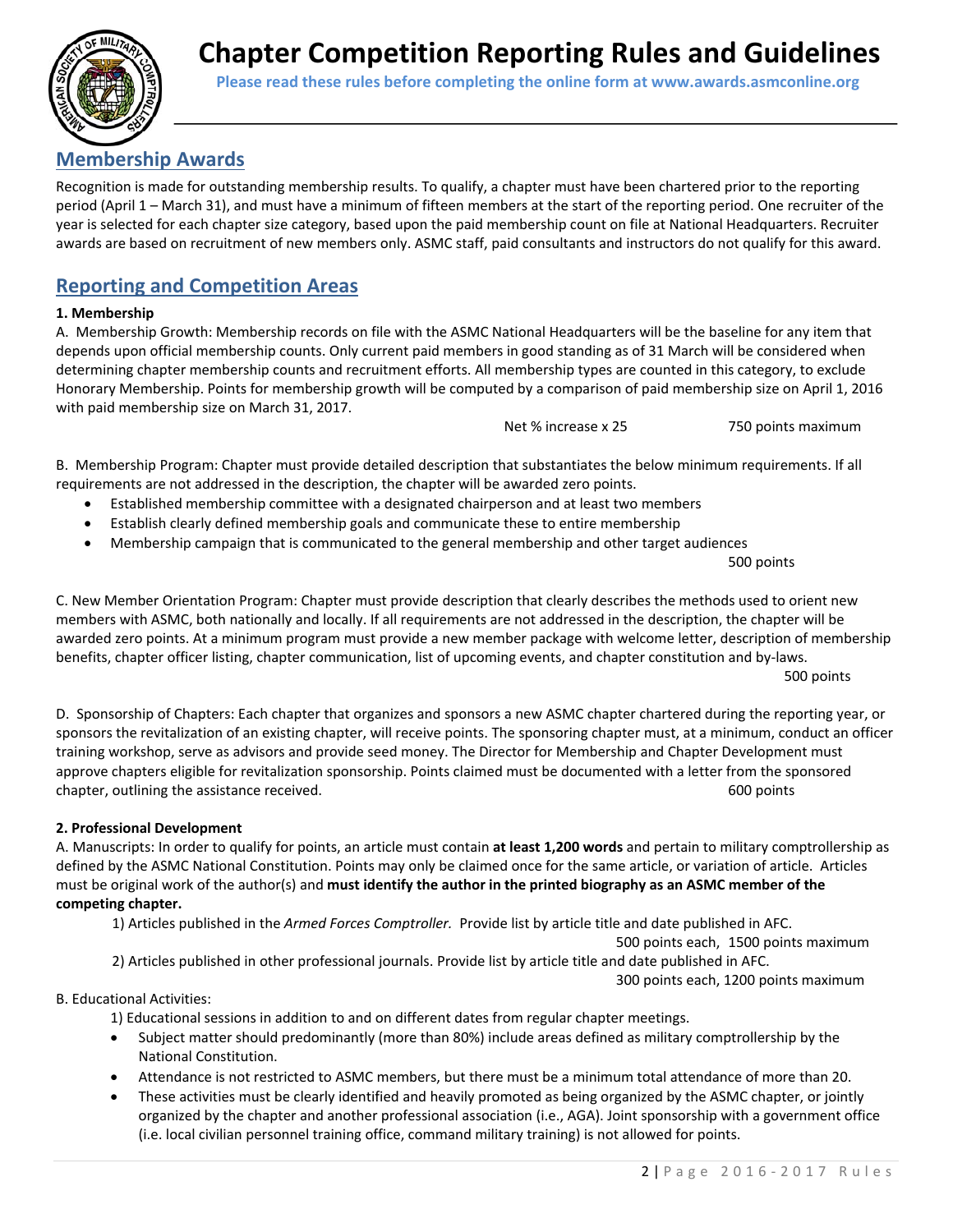# Chapter Competition Reporting Rules and Guidelines

**Please read these rules before completing the online form at www.awards.asmconline.org**

## Membership Awards

Recognition is made for outstanding membership results. To qualify, a chapter must have been chartered prior to the reporting period (April 1 – March 31), and must have a minimum of fifteen members at the start of the reporting period. One recruiter of the year is selected for each chapter size category, based upon the paid membership count on file at National Headquarters. Recruiter awards are based on recruitment of new members only. ASMC staff, paid consultants and instructors do not qualify for this award.

## Reporting and Competition Areas

**1. Membership**

A. Membership Growth: Membership records on file with the ASMC National Headquarters will be the baseline for any item that depends upon official membership counts. Only current paid members in good standing as of 31 March will be considered when determining chapter membership counts and recruitment efforts. All membership types are counted in this category, to exclude Honorary Membership. Points for membership growth will be computed by a comparison of paid membership size on April 1, 2016 with paid membership size on March 31, 2017.

Net % increase x 25 — 750 points maximum

B. Membership Program: Chapter must provide detailed description that substantiates the below minimum requirements. If all requirements are not addressed in the description, the chapter will be awarded zero points.

- Established membership committee with a designated chairperson and at least two members
- Establish clearly defined membership goals and communicate these to entire membership
- Membership campaign that is communicated to the general membership and other target audiences

500 points

C. New Member Orientation Program: Chapter must provide description that clearly describes the methods used to orient new members with ASMC, both nationally and locally. If all requirements are not addressed in the description, the chapter will be awarded zero points. At a minimum program must provide a new member package with welcome letter, description of membership benefits, chapter officer listing, chapter communication, list of upcoming events, and chapter constitution and by-laws.

500 points

D. Sponsorship of Chapters: Each chapter that organizes and sponsors a new ASMC chapter chartered during the reporting year, or sponsors the revitalization of an existing chapter, will receive points. The sponsoring chapter must, at a minimum, conduct an officer training workshop, serve as advisors and provide seed money. The Director for Membership and Chapter Development must approve chapters eligible for revitalization sponsorship. Points claimed must be documented with a letter from the sponsored chapter, outlining the assistance received. 600 points

**2. Professional Development**

A. Manuscripts: In order to qualify for points, an article must contain **at least 1,200 words** and pertain to military comptrollership as defined by the ASMC National Constitution. Points may only be claimed once for the same article, or variation of article. Articles must be original work of the author(s) and **must identify the author in the printed biography as an ASMC member of the competing chapter.**

1) Articles published in the *Armed Forces Comptroller.* Provide list by article title and date published in AFC.

500 points each, 1500 points maximum

2) Articles published in other professional journals. Provide list by article title and date published in AFC.

300 points each, 1200 points maximum

B. Educational Activities:

1) Educational sessions in addition to and on different dates from regular chapter meetings.

- Subject matter should predominantly (more than 80%) include areas defined as military comptrollership by the National Constitution.
- Attendance is not restricted to ASMC members, but there must be a minimum total attendance of more than 20.
- These activities must be clearly identified and heavily promoted as being organized by the ASMC chapter, or jointly organized by the chapter and another professional association (i.e., AGA). Joint sponsorship with a government office (i.e. local civilian personnel training office, command military training) is not allowed for points.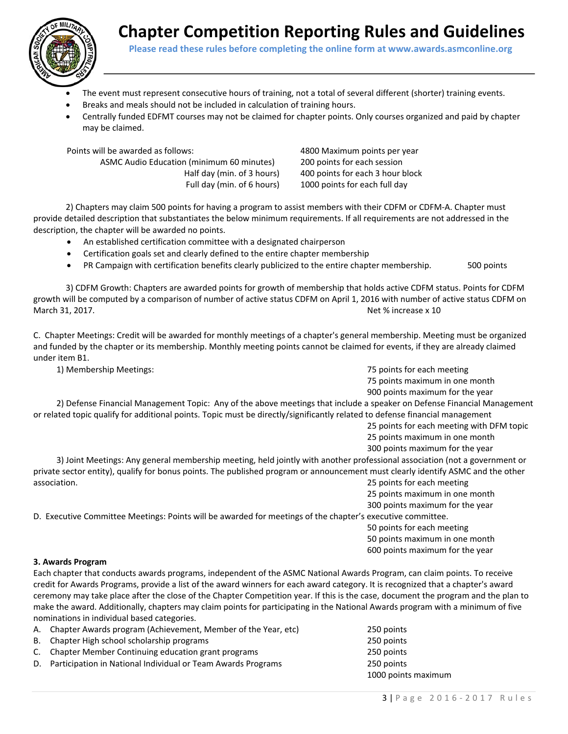# Chapter Competition Reporting Rules and Guidelines

**Please read these rules before completing the online form at www.awards.asmconline.org**

- The event must represent consecutive hours of training, not a total of several different (shorter) training events.
- Breaks and meals should not be included in calculation of training hours.
- Centrally funded EDFMT courses may not be claimed for chapter points. Only courses organized and paid by chapter may be claimed.

| Points will be awarded as follows: | 4800 Maximum points per year |
|---|---|
| ASMC Audio Education (minimum 60 minutes) | 200 points for each session |
| Half day (min. of 3 hours) | 400 points for each 3 hour block |
| Full day (min. of 6 hours) | 1000 points for each full day |

2) Chapters may claim 500 points for having a program to assist members with their CDFM or CDFM-A. Chapter must provide detailed description that substantiates the below minimum requirements. If all requirements are not addressed in the description, the chapter will be awarded no points.

- An established certification committee with a designated chairperson
- Certification goals set and clearly defined to the entire chapter membership
- PR Campaign with certification benefits clearly publicized to the entire chapter membership. 500 points

3) CDFM Growth: Chapters are awarded points for growth of membership that holds active CDFM status. Points for CDFM growth will be computed by a comparison of number of active status CDFM on April 1, 2016 with number of active status CDFM on March 31, 2017. Net % increase x 10

C. Chapter Meetings: Credit will be awarded for monthly meetings of a chapter's general membership. Meeting must be organized and funded by the chapter or its membership. Monthly meeting points cannot be claimed for events, if they are already claimed under item B1.

1) Membership Meetings:
75 points for each meeting
75 points maximum in one month
900 points maximum for the year

2) Defense Financial Management Topic: Any of the above meetings that include a speaker on Defense Financial Management or related topic qualify for additional points. Topic must be directly/significantly related to defense financial management
25 points for each meeting with DFM topic
25 points maximum in one month
300 points maximum for the year

3) Joint Meetings: Any general membership meeting, held jointly with another professional association (not a government or private sector entity), qualify for bonus points. The published program or announcement must clearly identify ASMC and the other association.
25 points for each meeting
25 points maximum in one month
300 points maximum for the year

D. Executive Committee Meetings: Points will be awarded for meetings of the chapter's executive committee.
50 points for each meeting
50 points maximum in one month
600 points maximum for the year

**3. Awards Program**

Each chapter that conducts awards programs, independent of the ASMC National Awards Program, can claim points. To receive credit for Awards Programs, provide a list of the award winners for each award category. It is recognized that a chapter's award ceremony may take place after the close of the Chapter Competition year. If this is the case, document the program and the plan to make the award. Additionally, chapters may claim points for participating in the National Awards program with a minimum of five nominations in individual based categories.

| | |
|---|---|
| A. Chapter Awards program (Achievement, Member of the Year, etc) | 250 points |
| B. Chapter High school scholarship programs | 250 points |
| C. Chapter Member Continuing education grant programs | 250 points |
| D. Participation in National Individual or Team Awards Programs | 250 points |
| | 1000 points maximum |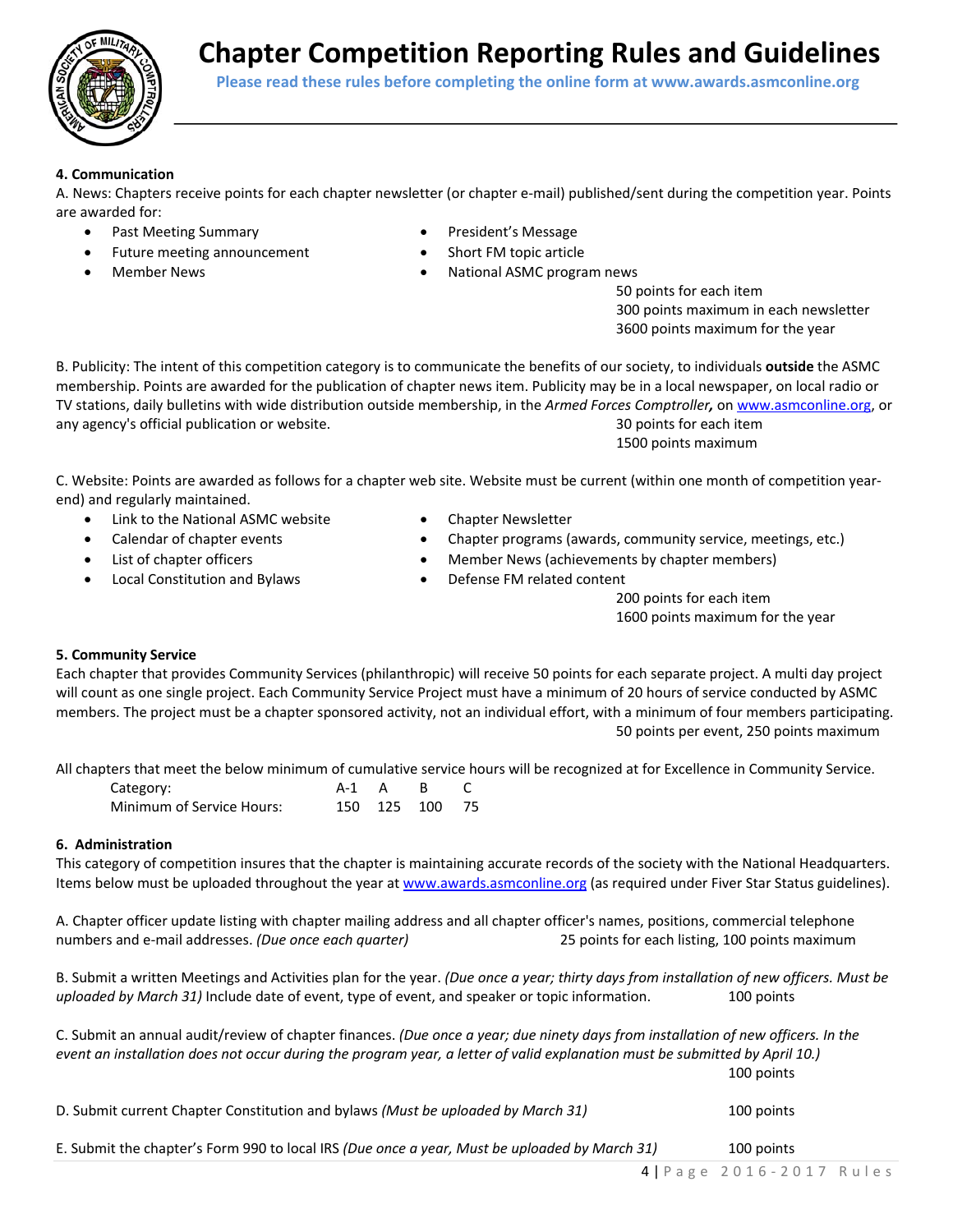# Chapter Competition Reporting Rules and Guidelines

**Please read these rules before completing the online form at www.awards.asmconline.org**

**4. Communication**

A. News: Chapters receive points for each chapter newsletter (or chapter e-mail) published/sent during the competition year. Points are awarded for:

- Past Meeting Summary
- Future meeting announcement
- Member News
- President's Message
- Short FM topic article
- National ASMC program news

50 points for each item
300 points maximum in each newsletter
3600 points maximum for the year

B. Publicity: The intent of this competition category is to communicate the benefits of our society, to individuals **outside** the ASMC membership. Points are awarded for the publication of chapter news item. Publicity may be in a local newspaper, on local radio or TV stations, daily bulletins with wide distribution outside membership, in the *Armed Forces Comptroller,* on www.asmconline.org, or any agency's official publication or website.

30 points for each item
1500 points maximum

C. Website: Points are awarded as follows for a chapter web site. Website must be current (within one month of competition year-end) and regularly maintained.

- Link to the National ASMC website
- Calendar of chapter events
- List of chapter officers
- Local Constitution and Bylaws
- Chapter Newsletter
- Chapter programs (awards, community service, meetings, etc.)
- Member News (achievements by chapter members)
- Defense FM related content

200 points for each item
1600 points maximum for the year

**5. Community Service**

Each chapter that provides Community Services (philanthropic) will receive 50 points for each separate project. A multi day project will count as one single project. Each Community Service Project must have a minimum of 20 hours of service conducted by ASMC members. The project must be a chapter sponsored activity, not an individual effort, with a minimum of four members participating.

50 points per event, 250 points maximum

All chapters that meet the below minimum of cumulative service hours will be recognized at for Excellence in Community Service.

| | | | | |
|---|---|---|---|---|
| Category: | A-1 | A | B | C |
| Minimum of Service Hours: | 150 | 125 | 100 | 75 |

**6. Administration**

This category of competition insures that the chapter is maintaining accurate records of the society with the National Headquarters. Items below must be uploaded throughout the year at www.awards.asmconline.org (as required under Fiver Star Status guidelines).

A. Chapter officer update listing with chapter mailing address and all chapter officer's names, positions, commercial telephone numbers and e-mail addresses. *(Due once each quarter)* 25 points for each listing, 100 points maximum

B. Submit a written Meetings and Activities plan for the year. *(Due once a year; thirty days from installation of new officers. Must be uploaded by March 31)* Include date of event, type of event, and speaker or topic information. 100 points

C. Submit an annual audit/review of chapter finances. *(Due once a year; due ninety days from installation of new officers. In the event an installation does not occur during the program year, a letter of valid explanation must be submitted by April 10.)* 100 points

D. Submit current Chapter Constitution and bylaws *(Must be uploaded by March 31)* 100 points

E. Submit the chapter's Form 990 to local IRS *(Due once a year, Must be uploaded by March 31)* 100 points